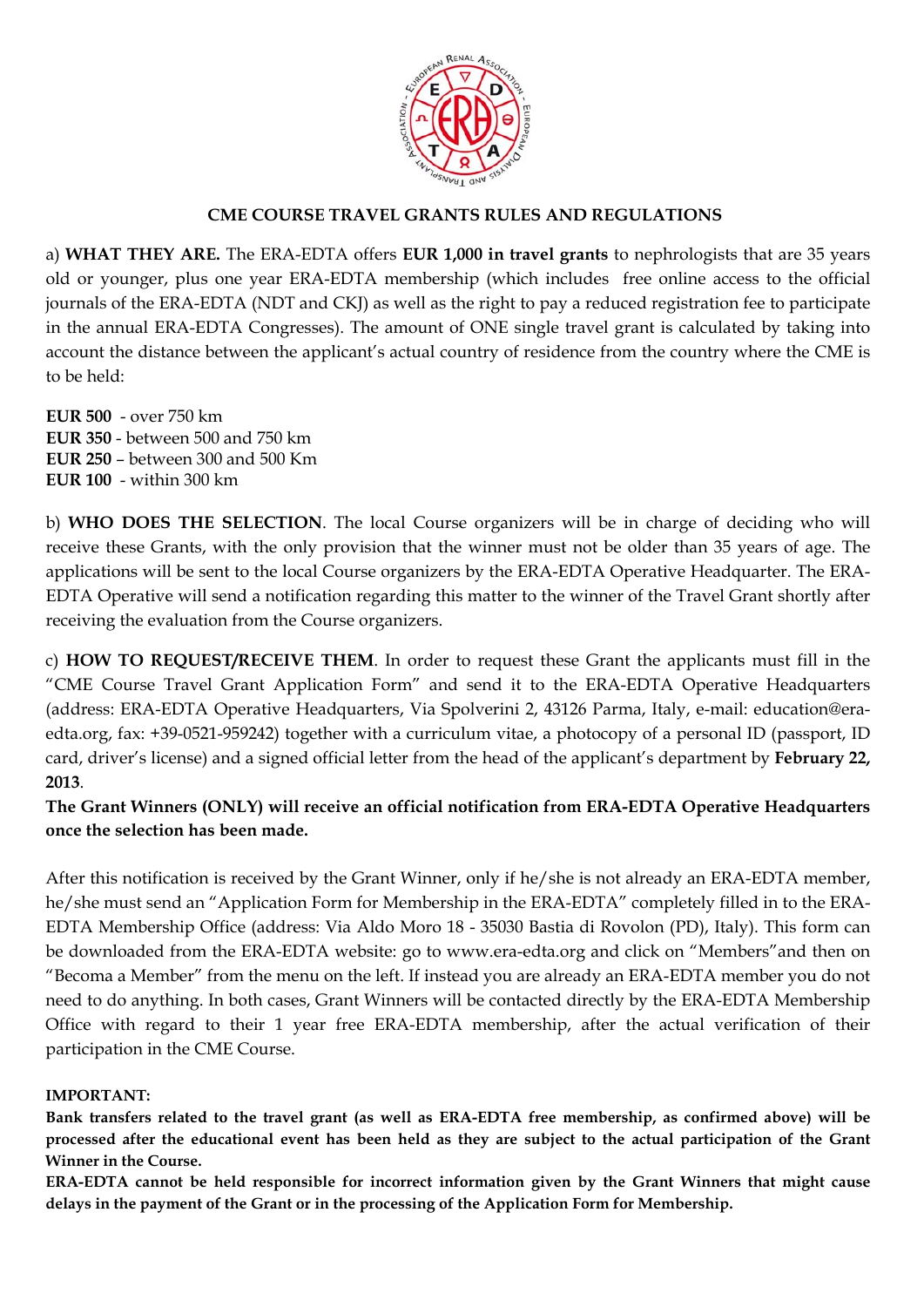## CME COURSE TRAVEL GRANTS RULES AND REGULATIONS

a) **WHAT THEY ARE.** The ERA-EDTA offers **EUR 1,000 in travel grants** to nephrologists that are 35 years old or younger, plus one year ERA-EDTA membership (which includes free online access to the official journals of the ERA-EDTA (NDT and CKJ) as well as the right to pay a reduced registration fee to participate in the annual ERA-EDTA Congresses). The amount of ONE single travel grant is calculated by taking into account the distance between the applicant's actual country of residence from the country where the CME is to be held:

**EUR 500** - over 750 km
**EUR 350** - between 500 and 750 km
**EUR 250** – between 300 and 500 Km
**EUR 100** - within 300 km

b) **WHO DOES THE SELECTION**. The local Course organizers will be in charge of deciding who will receive these Grants, with the only provision that the winner must not be older than 35 years of age. The applications will be sent to the local Course organizers by the ERA-EDTA Operative Headquarter. The ERA-EDTA Operative will send a notification regarding this matter to the winner of the Travel Grant shortly after receiving the evaluation from the Course organizers.

c) **HOW TO REQUEST/RECEIVE THEM**. In order to request these Grant the applicants must fill in the "CME Course Travel Grant Application Form" and send it to the ERA-EDTA Operative Headquarters (address: ERA-EDTA Operative Headquarters, Via Spolverini 2, 43126 Parma, Italy, e-mail: education@era-edta.org, fax: +39-0521-959242) together with a curriculum vitae, a photocopy of a personal ID (passport, ID card, driver's license) and a signed official letter from the head of the applicant's department by **February 22, 2013**.

**The Grant Winners (ONLY) will receive an official notification from ERA-EDTA Operative Headquarters once the selection has been made.**

After this notification is received by the Grant Winner, only if he/she is not already an ERA-EDTA member, he/she must send an "Application Form for Membership in the ERA-EDTA" completely filled in to the ERA-EDTA Membership Office (address: Via Aldo Moro 18 - 35030 Bastia di Rovolon (PD), Italy). This form can be downloaded from the ERA-EDTA website: go to www.era-edta.org and click on "Members"and then on "Becoma a Member" from the menu on the left. If instead you are already an ERA-EDTA member you do not need to do anything. In both cases, Grant Winners will be contacted directly by the ERA-EDTA Membership Office with regard to their 1 year free ERA-EDTA membership, after the actual verification of their participation in the CME Course.

**IMPORTANT:**

**Bank transfers related to the travel grant (as well as ERA-EDTA free membership, as confirmed above) will be processed after the educational event has been held as they are subject to the actual participation of the Grant Winner in the Course.**

**ERA-EDTA cannot be held responsible for incorrect information given by the Grant Winners that might cause delays in the payment of the Grant or in the processing of the Application Form for Membership.**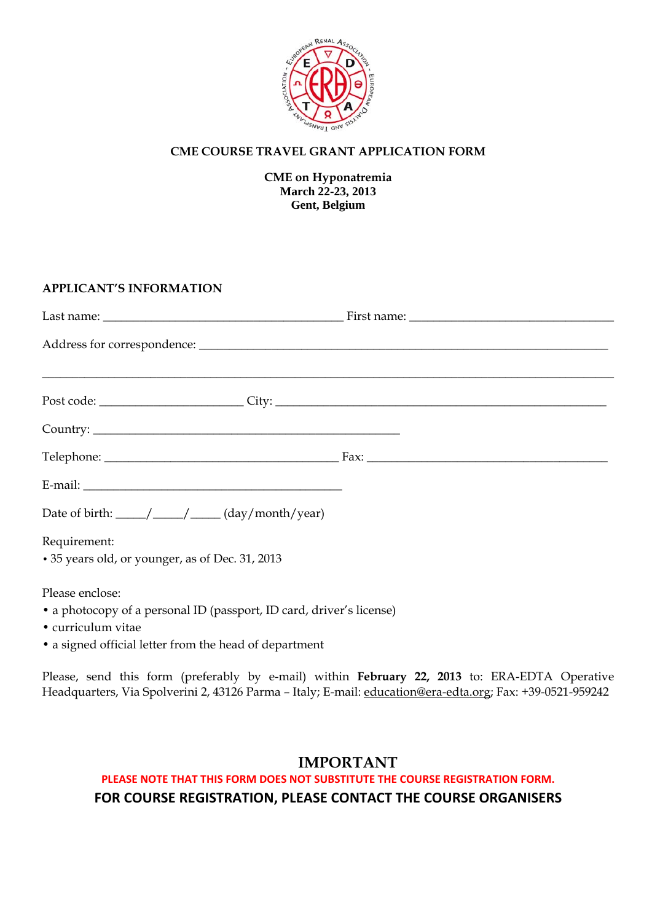## CME COURSE TRAVEL GRANT APPLICATION FORM

**CME on Hyponatremia**
**March 22-23, 2013**
**Gent, Belgium**

### APPLICANT'S INFORMATION

Last name: _______________________________________ First name: _________________________________

Address for correspondence: __________________________________________________________________

_____________________________________________________________________________________________

Post code: _______________________ City: ______________________________________________________

Country: __________________________________________________

Telephone: ______________________________________ Fax: ________________________________________

E-mail: __________________________________________

Date of birth: _____/_____/_____ (day/month/year)

Requirement:
- 35 years old, or younger, as of Dec. 31, 2013

Please enclose:
- a photocopy of a personal ID (passport, ID card, driver's license)
- curriculum vitae
- a signed official letter from the head of department

Please, send this form (preferably by e-mail) within **February 22, 2013** to: ERA-EDTA Operative Headquarters, Via Spolverini 2, 43126 Parma – Italy; E-mail: education@era-edta.org; Fax: +39-0521-959242

## IMPORTANT

**PLEASE NOTE THAT THIS FORM DOES NOT SUBSTITUTE THE COURSE REGISTRATION FORM.**

**FOR COURSE REGISTRATION, PLEASE CONTACT THE COURSE ORGANISERS**